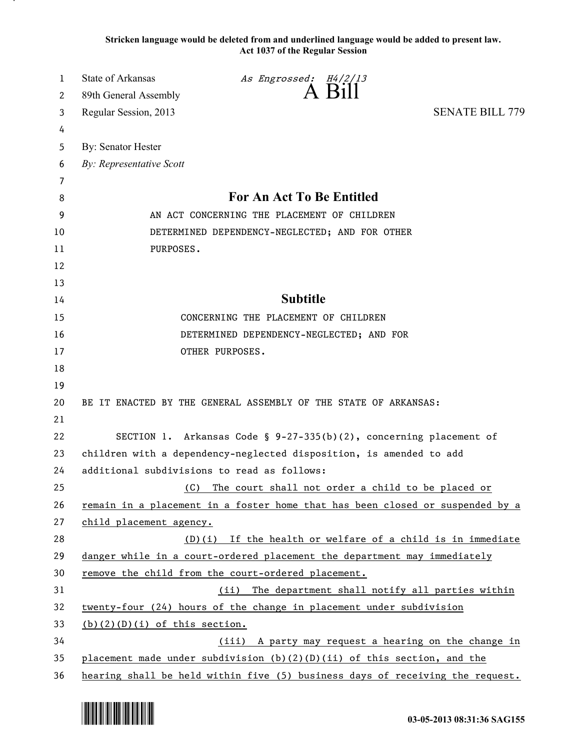**Stricken language would be deleted from and underlined language would be added to present law.**
**Act 1037 of the Regular Session**

State of Arkansas *As Engrossed: H4/2/13*
89th General Assembly
Regular Session, 2013

# A Bill

SENATE BILL 779

By: Senator Hester
*By: Representative Scott*

## For An Act To Be Entitled

AN ACT CONCERNING THE PLACEMENT OF CHILDREN DETERMINED DEPENDENCY-NEGLECTED; AND FOR OTHER PURPOSES.

## Subtitle

CONCERNING THE PLACEMENT OF CHILDREN DETERMINED DEPENDENCY-NEGLECTED; AND FOR OTHER PURPOSES.

BE IT ENACTED BY THE GENERAL ASSEMBLY OF THE STATE OF ARKANSAS:

SECTION 1. Arkansas Code § 9-27-335(b)(2), concerning placement of children with a dependency-neglected disposition, is amended to add additional subdivisions to read as follows:

<u>(C) The court shall not order a child to be placed or remain in a placement in a foster home that has been closed or suspended by a child placement agency.</u>

<u>(D)(i) If the health or welfare of a child is in immediate danger while in a court-ordered placement the department may immediately remove the child from the court-ordered placement.</u>

<u>(ii) The department shall notify all parties within twenty-four (24) hours of the change in placement under subdivision (b)(2)(D)(i) of this section.</u>

<u>(iii) A party may request a hearing on the change in placement made under subdivision (b)(2)(D)(ii) of this section, and the hearing shall be held within five (5) business days of receiving the request.</u>

03-05-2013 08:31:36 SAG155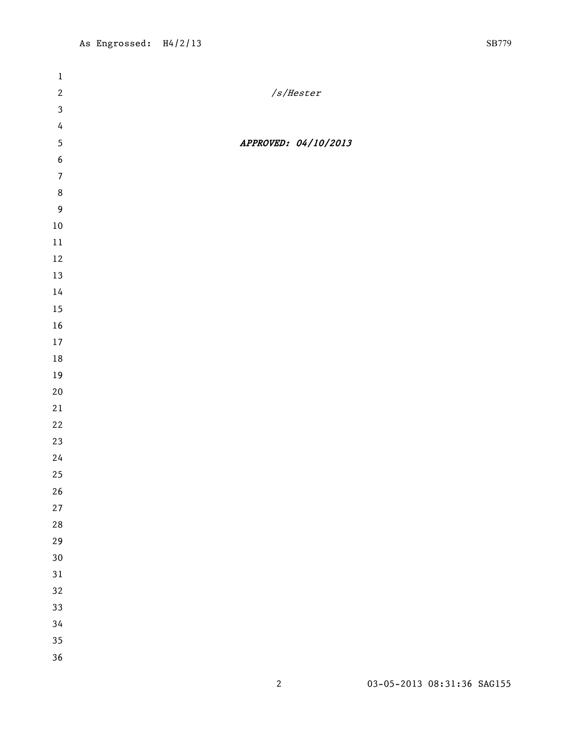*/s/Hester*

***APPROVED: 04/10/2013***